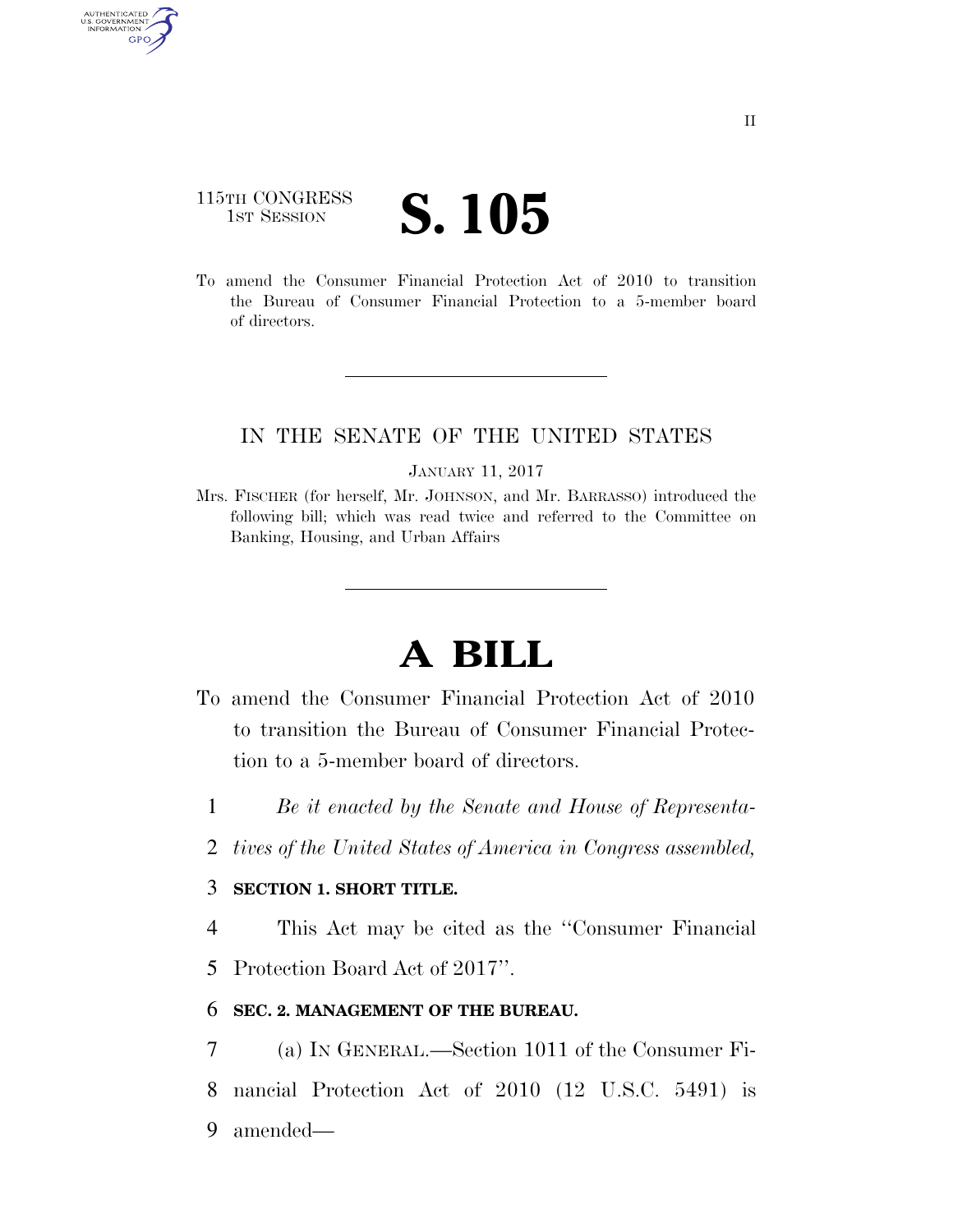115TH CONGRESS
1ST SESSION

# S. 105

To amend the Consumer Financial Protection Act of 2010 to transition the Bureau of Consumer Financial Protection to a 5-member board of directors.

IN THE SENATE OF THE UNITED STATES

JANUARY 11, 2017

Mrs. FISCHER (for herself, Mr. JOHNSON, and Mr. BARRASSO) introduced the following bill; which was read twice and referred to the Committee on Banking, Housing, and Urban Affairs

# A BILL

To amend the Consumer Financial Protection Act of 2010 to transition the Bureau of Consumer Financial Protection to a 5-member board of directors.

1 *Be it enacted by the Senate and House of Representa-*
2 *tives of the United States of America in Congress assembled,*

3 **SECTION 1. SHORT TITLE.**

4 This Act may be cited as the ''Consumer Financial
5 Protection Board Act of 2017''.

6 **SEC. 2. MANAGEMENT OF THE BUREAU.**

7 (a) IN GENERAL.—Section 1011 of the Consumer Fi-
8 nancial Protection Act of 2010 (12 U.S.C. 5491) is
9 amended—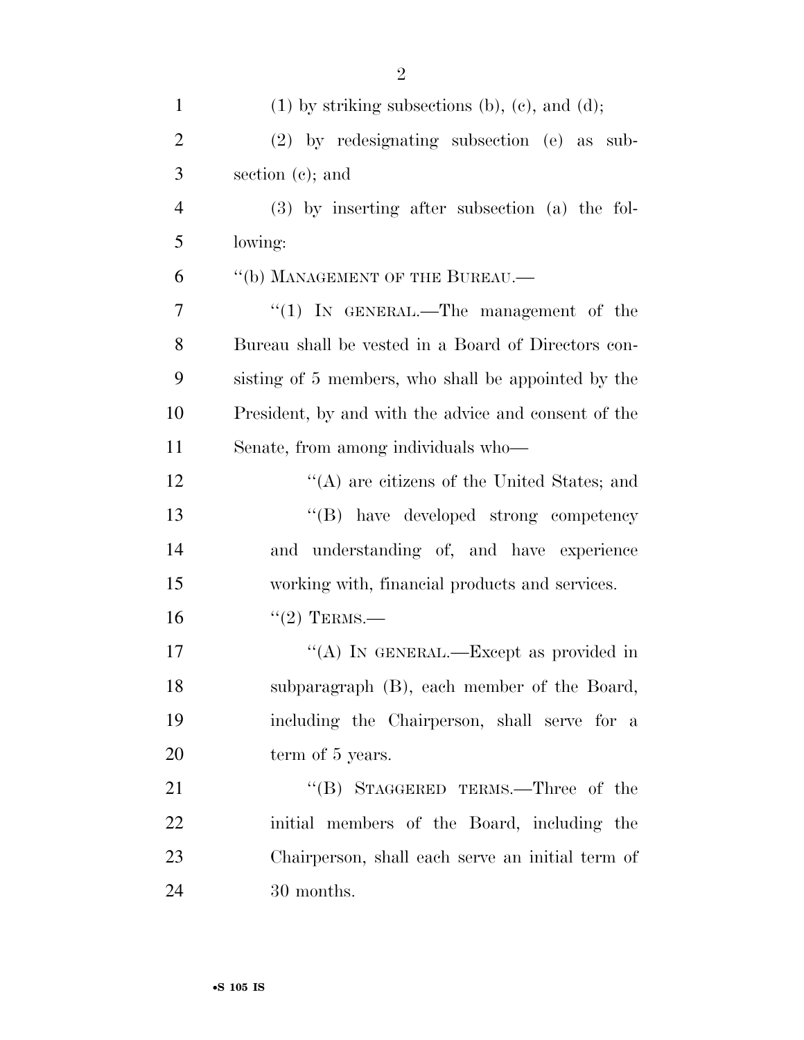(1) by striking subsections (b), (c), and (d);

(2) by redesignating subsection (e) as subsection (c); and

(3) by inserting after subsection (a) the following:

"(b) MANAGEMENT OF THE BUREAU.—

"(1) IN GENERAL.—The management of the Bureau shall be vested in a Board of Directors consisting of 5 members, who shall be appointed by the President, by and with the advice and consent of the Senate, from among individuals who—

"(A) are citizens of the United States; and

"(B) have developed strong competency and understanding of, and have experience working with, financial products and services.

"(2) TERMS.—

"(A) IN GENERAL.—Except as provided in subparagraph (B), each member of the Board, including the Chairperson, shall serve for a term of 5 years.

"(B) STAGGERED TERMS.—Three of the initial members of the Board, including the Chairperson, shall each serve an initial term of 30 months.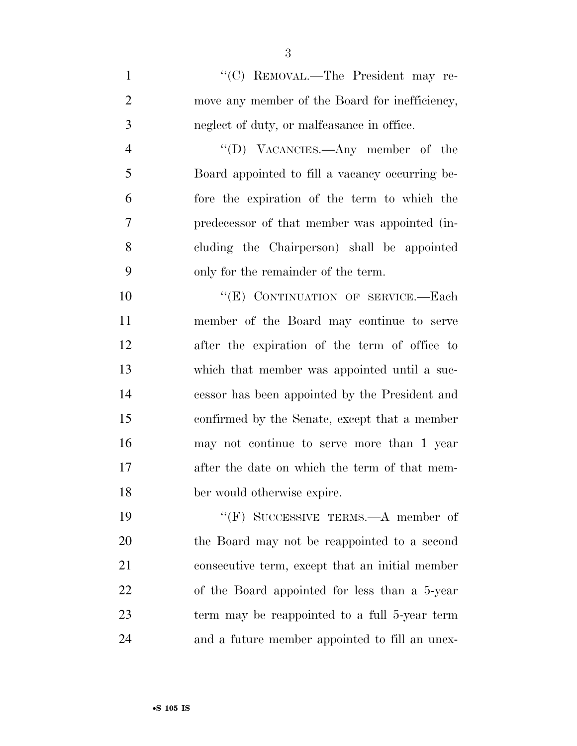''(C) REMOVAL.—The President may remove any member of the Board for inefficiency, neglect of duty, or malfeasance in office.

''(D) VACANCIES.—Any member of the Board appointed to fill a vacancy occurring before the expiration of the term to which the predecessor of that member was appointed (including the Chairperson) shall be appointed only for the remainder of the term.

''(E) CONTINUATION OF SERVICE.—Each member of the Board may continue to serve after the expiration of the term of office to which that member was appointed until a successor has been appointed by the President and confirmed by the Senate, except that a member may not continue to serve more than 1 year after the date on which the term of that member would otherwise expire.

''(F) SUCCESSIVE TERMS.—A member of the Board may not be reappointed to a second consecutive term, except that an initial member of the Board appointed for less than a 5-year term may be reappointed to a full 5-year term and a future member appointed to fill an unex-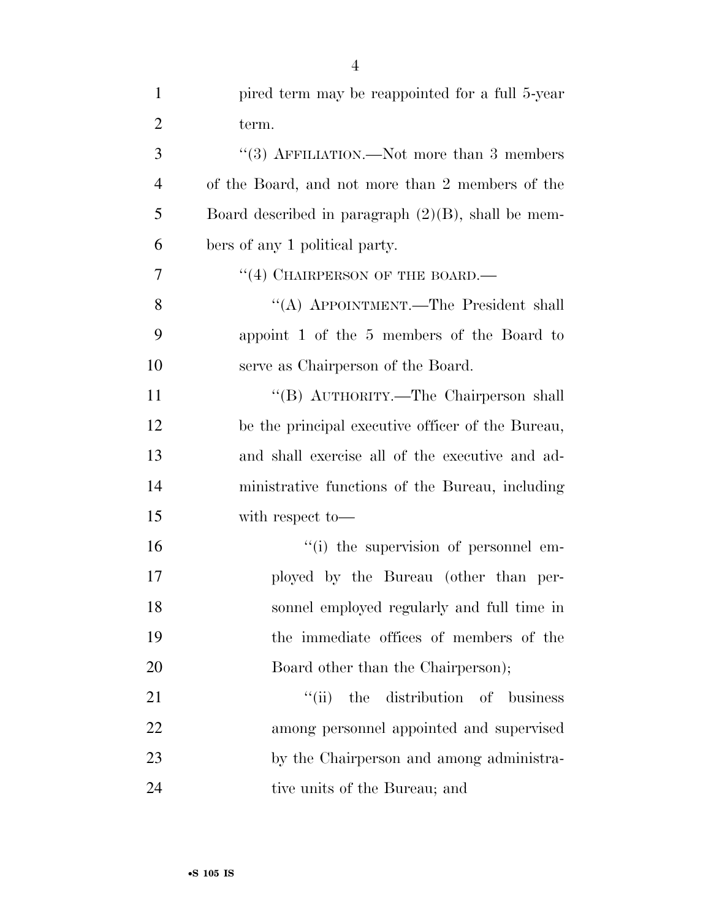pired term may be reappointed for a full 5-year term.

''(3) AFFILIATION.—Not more than 3 members of the Board, and not more than 2 members of the Board described in paragraph (2)(B), shall be members of any 1 political party.

''(4) CHAIRPERSON OF THE BOARD.—

''(A) APPOINTMENT.—The President shall appoint 1 of the 5 members of the Board to serve as Chairperson of the Board.

''(B) AUTHORITY.—The Chairperson shall be the principal executive officer of the Bureau, and shall exercise all of the executive and administrative functions of the Bureau, including with respect to—

''(i) the supervision of personnel employed by the Bureau (other than personnel employed regularly and full time in the immediate offices of members of the Board other than the Chairperson);

''(ii) the distribution of business among personnel appointed and supervised by the Chairperson and among administrative units of the Bureau; and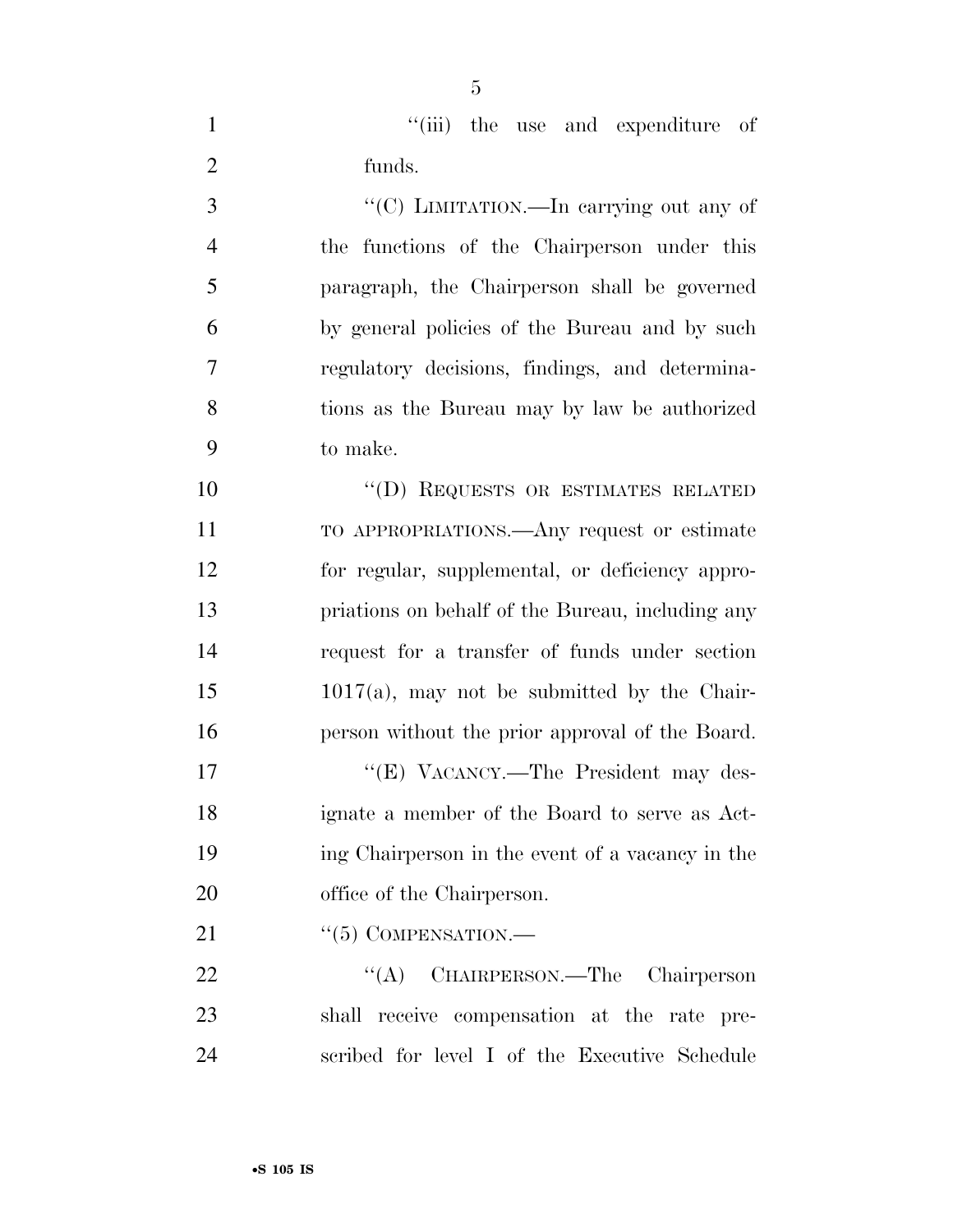"(iii) the use and expenditure of funds.

"(C) LIMITATION.—In carrying out any of the functions of the Chairperson under this paragraph, the Chairperson shall be governed by general policies of the Bureau and by such regulatory decisions, findings, and determinations as the Bureau may by law be authorized to make.

"(D) REQUESTS OR ESTIMATES RELATED TO APPROPRIATIONS.—Any request or estimate for regular, supplemental, or deficiency appropriations on behalf of the Bureau, including any request for a transfer of funds under section 1017(a), may not be submitted by the Chairperson without the prior approval of the Board.

"(E) VACANCY.—The President may designate a member of the Board to serve as Acting Chairperson in the event of a vacancy in the office of the Chairperson.

"(5) COMPENSATION.—

"(A) CHAIRPERSON.—The Chairperson shall receive compensation at the rate prescribed for level I of the Executive Schedule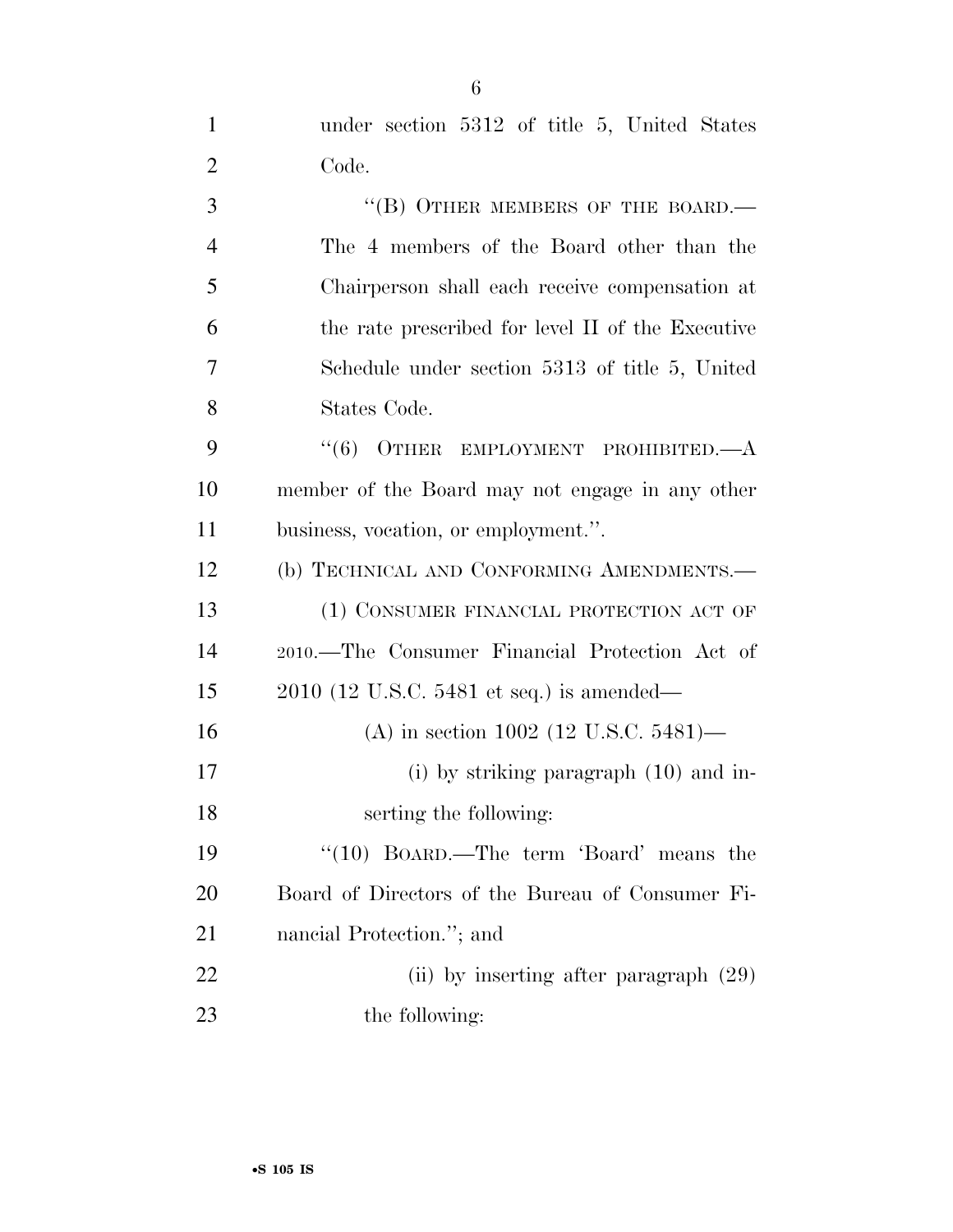under section 5312 of title 5, United States Code.

"(B) OTHER MEMBERS OF THE BOARD.—The 4 members of the Board other than the Chairperson shall each receive compensation at the rate prescribed for level II of the Executive Schedule under section 5313 of title 5, United States Code.

"(6) OTHER EMPLOYMENT PROHIBITED.—A member of the Board may not engage in any other business, vocation, or employment.".

(b) TECHNICAL AND CONFORMING AMENDMENTS.—

(1) CONSUMER FINANCIAL PROTECTION ACT OF 2010.—The Consumer Financial Protection Act of 2010 (12 U.S.C. 5481 et seq.) is amended—

(A) in section 1002 (12 U.S.C. 5481)—

(i) by striking paragraph (10) and inserting the following:

"(10) BOARD.—The term 'Board' means the Board of Directors of the Bureau of Consumer Financial Protection."; and

(ii) by inserting after paragraph (29) the following: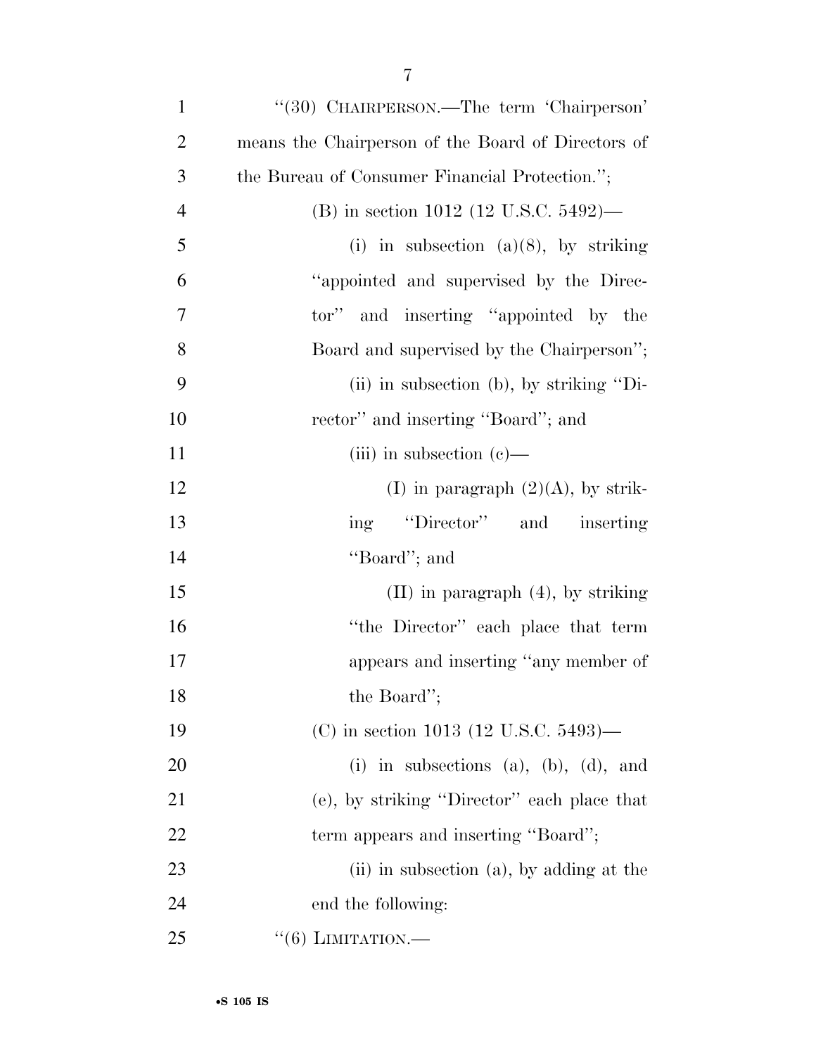"(30) CHAIRPERSON.—The term 'Chairperson' means the Chairperson of the Board of Directors of the Bureau of Consumer Financial Protection.";

(B) in section 1012 (12 U.S.C. 5492)—

(i) in subsection (a)(8), by striking "appointed and supervised by the Director" and inserting "appointed by the Board and supervised by the Chairperson";

(ii) in subsection (b), by striking "Director" and inserting "Board"; and

(iii) in subsection (c)—

(I) in paragraph (2)(A), by striking "Director" and inserting "Board"; and

(II) in paragraph (4), by striking "the Director" each place that term appears and inserting "any member of the Board";

(C) in section 1013 (12 U.S.C. 5493)—

(i) in subsections (a), (b), (d), and (e), by striking "Director" each place that term appears and inserting "Board";

(ii) in subsection (a), by adding at the end the following:

"(6) LIMITATION.—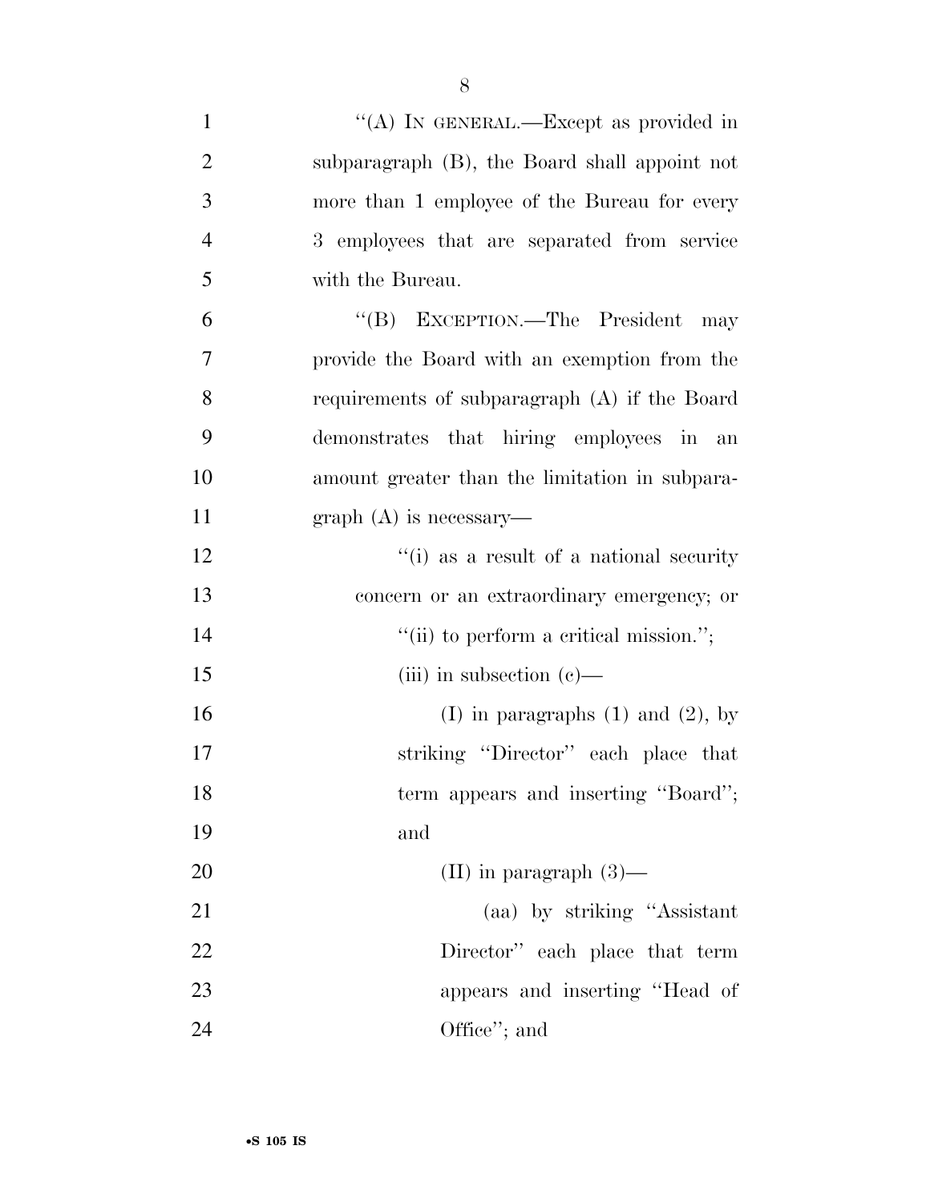''(A) IN GENERAL.—Except as provided in subparagraph (B), the Board shall appoint not more than 1 employee of the Bureau for every 3 employees that are separated from service with the Bureau.

''(B) EXCEPTION.—The President may provide the Board with an exemption from the requirements of subparagraph (A) if the Board demonstrates that hiring employees in an amount greater than the limitation in subparagraph (A) is necessary—

''(i) as a result of a national security concern or an extraordinary emergency; or

''(ii) to perform a critical mission.'';

(iii) in subsection (c)—

(I) in paragraphs (1) and (2), by striking ''Director'' each place that term appears and inserting ''Board''; and

(II) in paragraph (3)—

(aa) by striking ''Assistant Director'' each place that term appears and inserting ''Head of Office''; and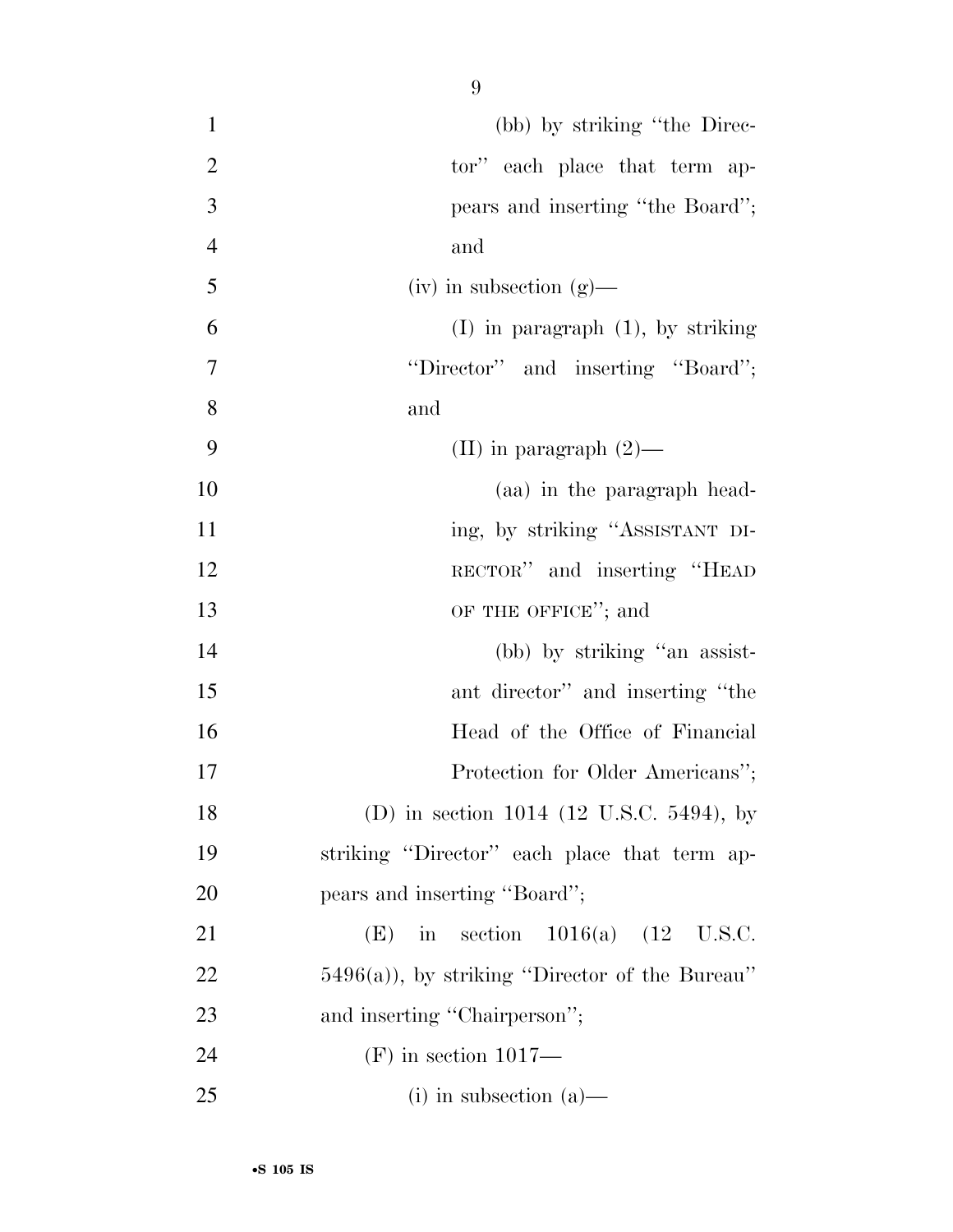(bb) by striking "the Director" each place that term appears and inserting "the Board"; and

(iv) in subsection (g)—

(I) in paragraph (1), by striking "Director" and inserting "Board"; and

(II) in paragraph (2)—

(aa) in the paragraph heading, by striking "ASSISTANT DIRECTOR" and inserting "HEAD OF THE OFFICE"; and

(bb) by striking "an assistant director" and inserting "the Head of the Office of Financial Protection for Older Americans";

(D) in section 1014 (12 U.S.C. 5494), by striking "Director" each place that term appears and inserting "Board";

(E) in section 1016(a) (12 U.S.C. 5496(a)), by striking "Director of the Bureau" and inserting "Chairperson";

(F) in section 1017—

(i) in subsection (a)—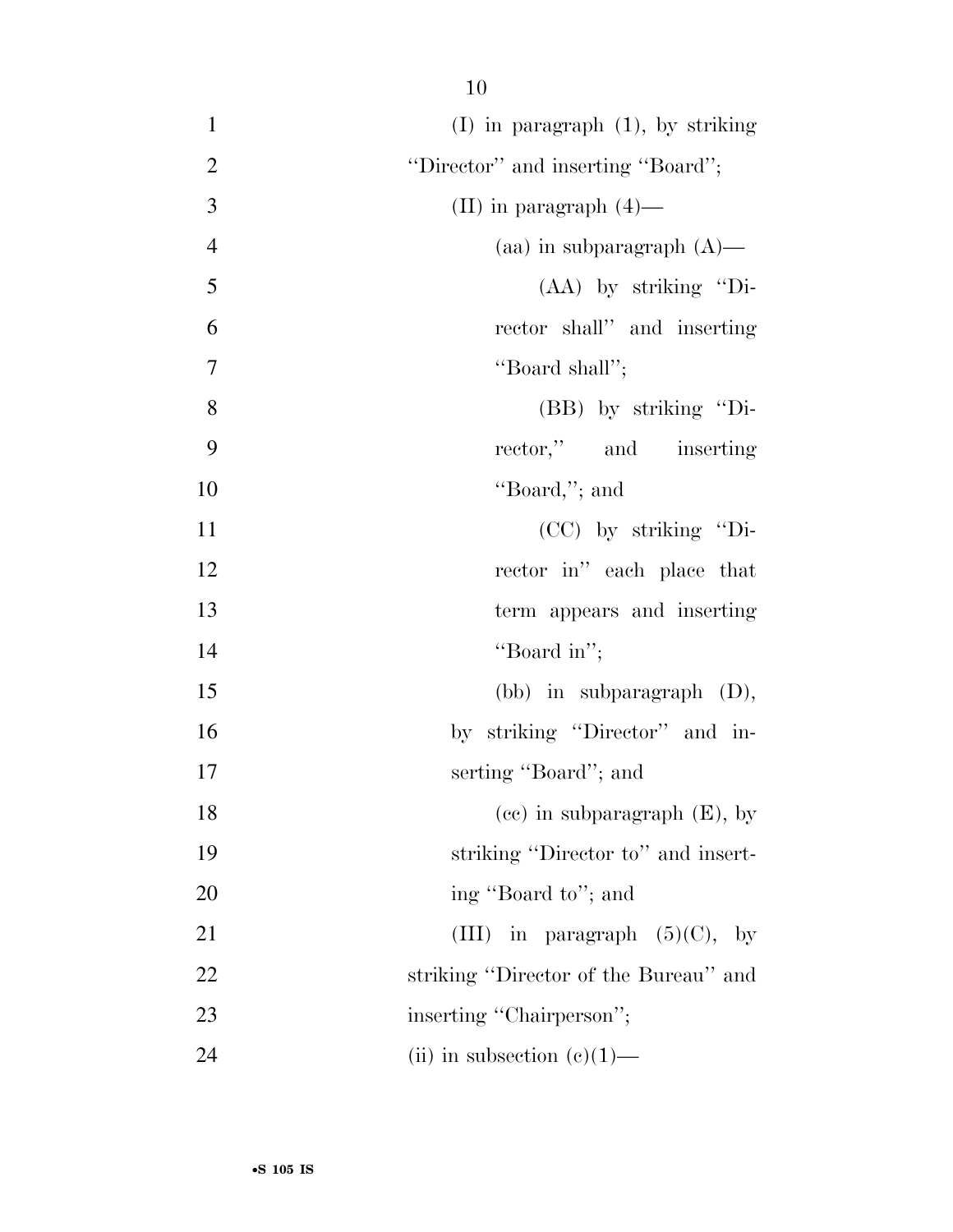(I) in paragraph (1), by striking "Director" and inserting "Board";

(II) in paragraph (4)—

(aa) in subparagraph (A)—

(AA) by striking "Director shall" and inserting "Board shall";

(BB) by striking "Director," and inserting "Board,"; and

(CC) by striking "Director in" each place that term appears and inserting "Board in";

(bb) in subparagraph (D), by striking "Director" and inserting "Board"; and

(cc) in subparagraph (E), by striking "Director to" and inserting "Board to"; and

(III) in paragraph (5)(C), by striking "Director of the Bureau" and inserting "Chairperson";

(ii) in subsection (c)(1)—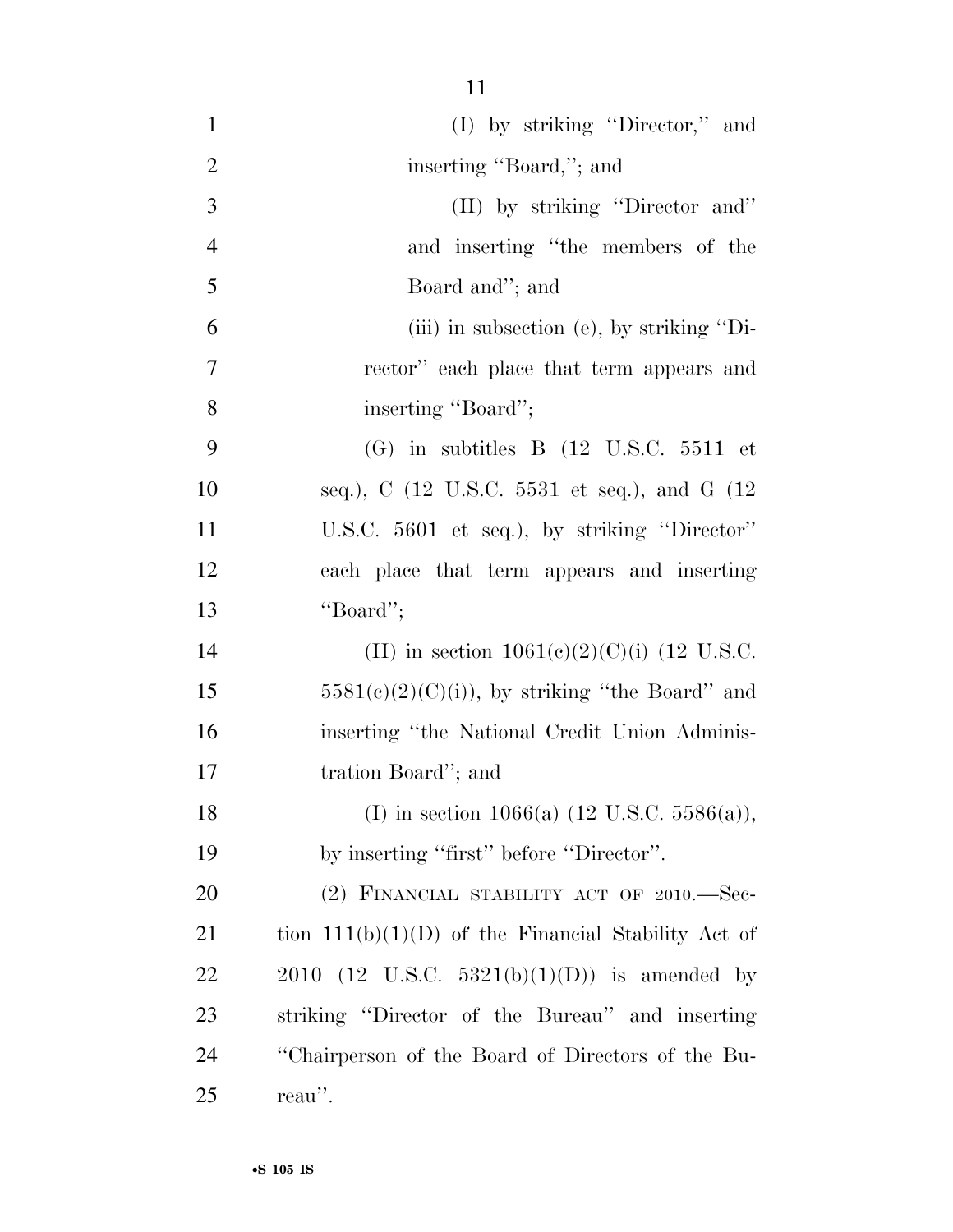(I) by striking "Director," and inserting "Board,"; and

(II) by striking "Director and" and inserting "the members of the Board and"; and

(iii) in subsection (e), by striking "Director" each place that term appears and inserting "Board";

(G) in subtitles B (12 U.S.C. 5511 et seq.), C (12 U.S.C. 5531 et seq.), and G (12 U.S.C. 5601 et seq.), by striking "Director" each place that term appears and inserting "Board";

(H) in section 1061(c)(2)(C)(i) (12 U.S.C. 5581(c)(2)(C)(i)), by striking "the Board" and inserting "the National Credit Union Administration Board"; and

(I) in section 1066(a) (12 U.S.C. 5586(a)), by inserting "first" before "Director".

(2) FINANCIAL STABILITY ACT OF 2010.—Section 111(b)(1)(D) of the Financial Stability Act of 2010 (12 U.S.C. 5321(b)(1)(D)) is amended by striking "Director of the Bureau" and inserting "Chairperson of the Board of Directors of the Bureau".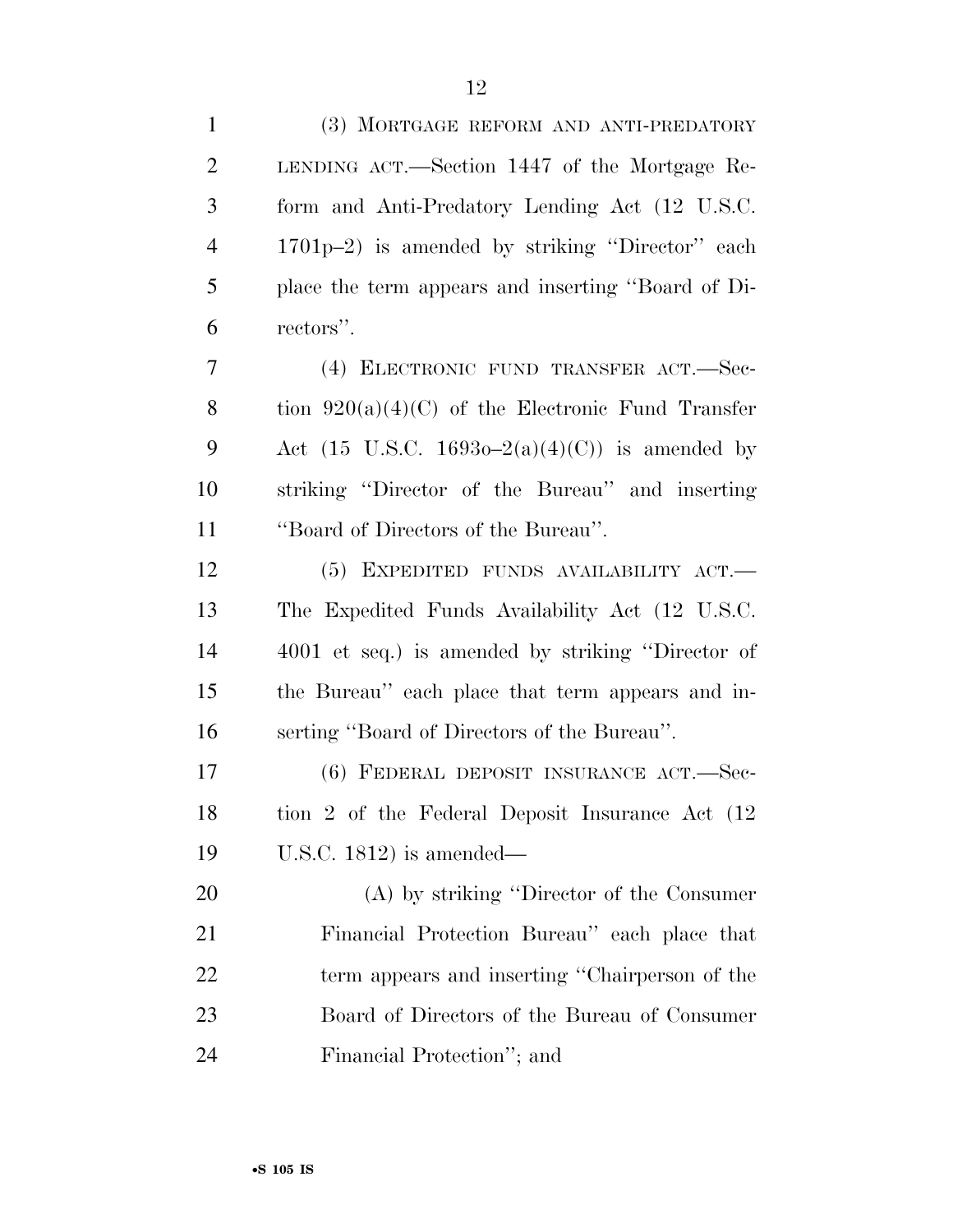(3) MORTGAGE REFORM AND ANTI-PREDATORY LENDING ACT.—Section 1447 of the Mortgage Reform and Anti-Predatory Lending Act (12 U.S.C. 1701p–2) is amended by striking ''Director'' each place the term appears and inserting ''Board of Directors''.

(4) ELECTRONIC FUND TRANSFER ACT.—Section 920(a)(4)(C) of the Electronic Fund Transfer Act (15 U.S.C. 1693o–2(a)(4)(C)) is amended by striking ''Director of the Bureau'' and inserting ''Board of Directors of the Bureau''.

(5) EXPEDITED FUNDS AVAILABILITY ACT.—The Expedited Funds Availability Act (12 U.S.C. 4001 et seq.) is amended by striking ''Director of the Bureau'' each place that term appears and inserting ''Board of Directors of the Bureau''.

(6) FEDERAL DEPOSIT INSURANCE ACT.—Section 2 of the Federal Deposit Insurance Act (12 U.S.C. 1812) is amended—

(A) by striking ''Director of the Consumer Financial Protection Bureau'' each place that term appears and inserting ''Chairperson of the Board of Directors of the Bureau of Consumer Financial Protection''; and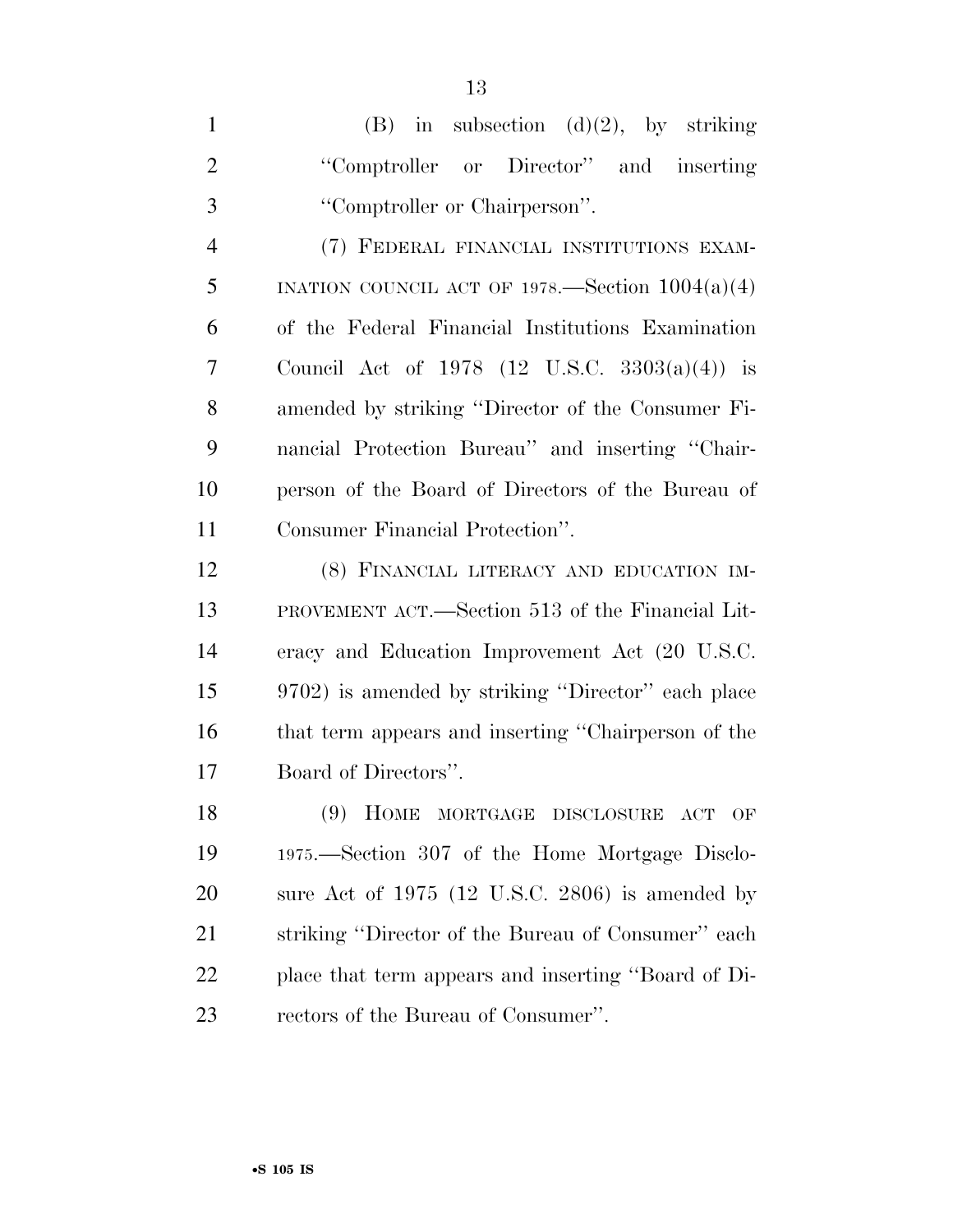(B) in subsection (d)(2), by striking ''Comptroller or Director'' and inserting ''Comptroller or Chairperson''.

(7) FEDERAL FINANCIAL INSTITUTIONS EXAMINATION COUNCIL ACT OF 1978.—Section 1004(a)(4) of the Federal Financial Institutions Examination Council Act of 1978 (12 U.S.C. 3303(a)(4)) is amended by striking ''Director of the Consumer Financial Protection Bureau'' and inserting ''Chairperson of the Board of Directors of the Bureau of Consumer Financial Protection''.

(8) FINANCIAL LITERACY AND EDUCATION IMPROVEMENT ACT.—Section 513 of the Financial Literacy and Education Improvement Act (20 U.S.C. 9702) is amended by striking ''Director'' each place that term appears and inserting ''Chairperson of the Board of Directors''.

(9) HOME MORTGAGE DISCLOSURE ACT OF 1975.—Section 307 of the Home Mortgage Disclosure Act of 1975 (12 U.S.C. 2806) is amended by striking ''Director of the Bureau of Consumer'' each place that term appears and inserting ''Board of Directors of the Bureau of Consumer''.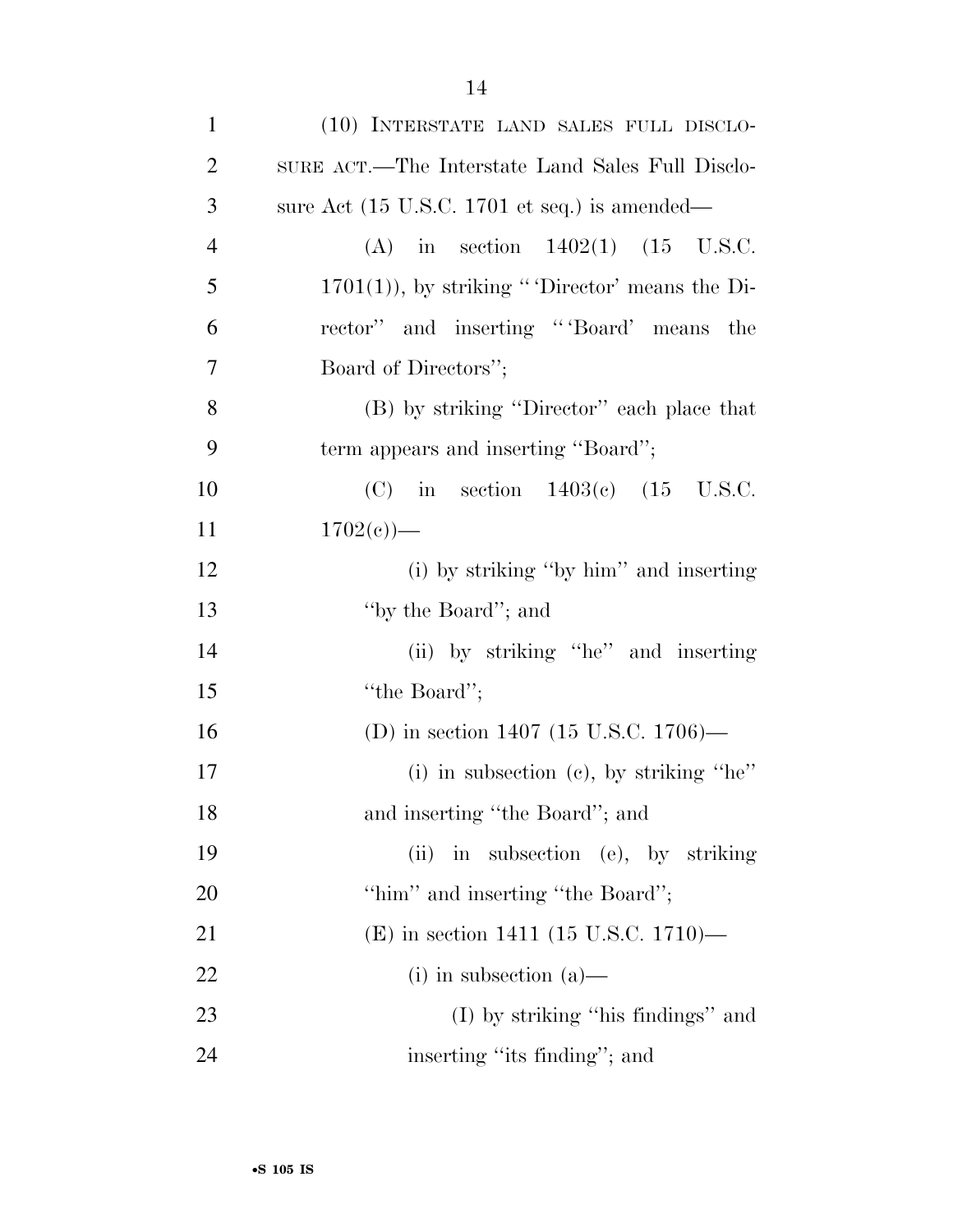(10) INTERSTATE LAND SALES FULL DISCLOSURE ACT.—The Interstate Land Sales Full Disclosure Act (15 U.S.C. 1701 et seq.) is amended—

(A) in section 1402(1) (15 U.S.C. 1701(1)), by striking "'Director' means the Director" and inserting "'Board' means the Board of Directors";

(B) by striking "Director" each place that term appears and inserting "Board";

(C) in section 1403(c) (15 U.S.C. 1702(c))—

(i) by striking "by him" and inserting "by the Board"; and

(ii) by striking "he" and inserting "the Board";

(D) in section 1407 (15 U.S.C. 1706)—

(i) in subsection (c), by striking "he" and inserting "the Board"; and

(ii) in subsection (e), by striking "him" and inserting "the Board";

(E) in section 1411 (15 U.S.C. 1710)—

(i) in subsection (a)—

(I) by striking "his findings" and inserting "its finding"; and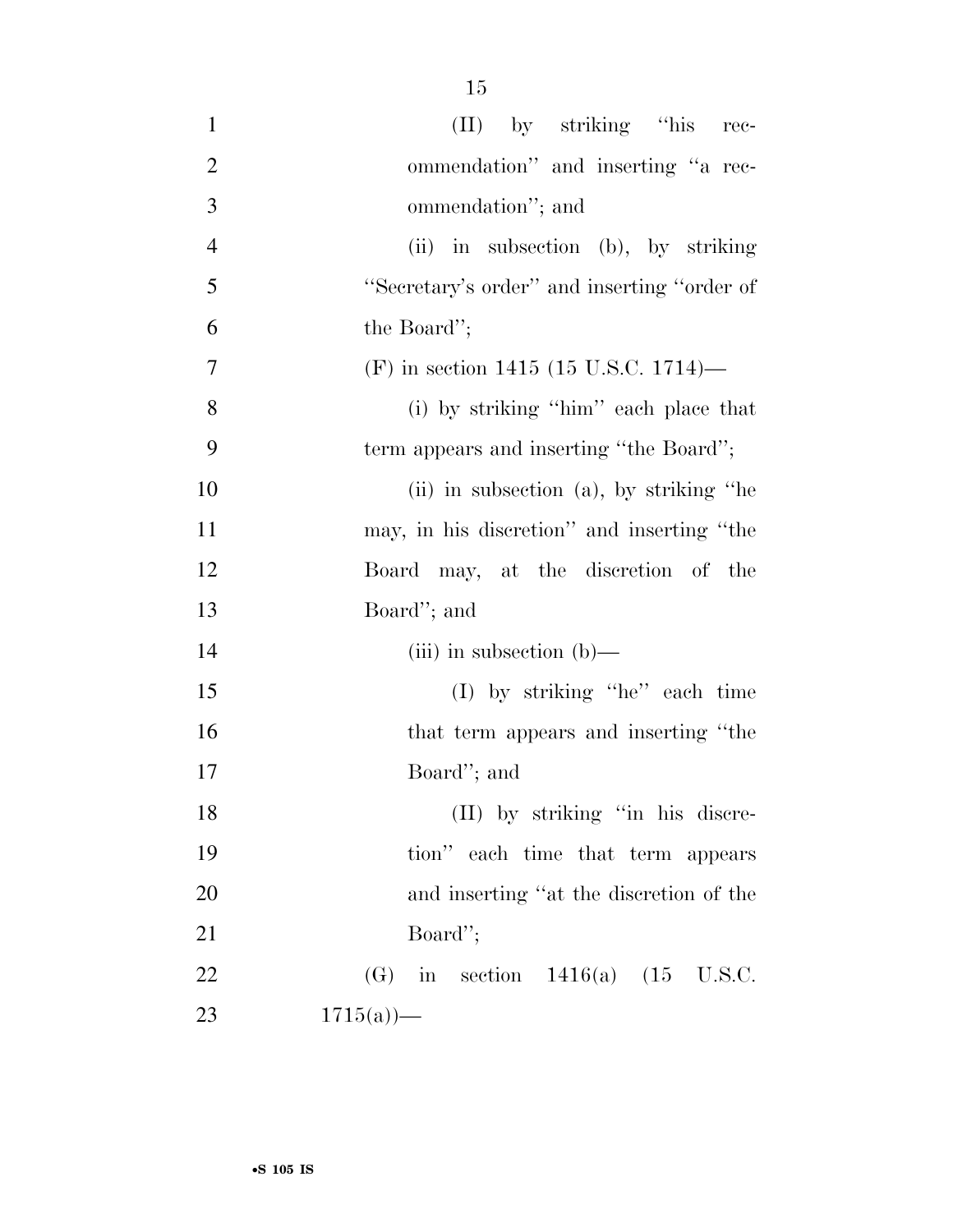(II) by striking "his recommendation" and inserting "a recommendation"; and

(ii) in subsection (b), by striking "Secretary's order" and inserting "order of the Board";

(F) in section 1415 (15 U.S.C. 1714)—

(i) by striking "him" each place that term appears and inserting "the Board";

(ii) in subsection (a), by striking "he may, in his discretion" and inserting "the Board may, at the discretion of the Board"; and

(iii) in subsection (b)—

(I) by striking "he" each time that term appears and inserting "the Board"; and

(II) by striking "in his discretion" each time that term appears and inserting "at the discretion of the Board";

(G) in section 1416(a) (15 U.S.C. 1715(a))—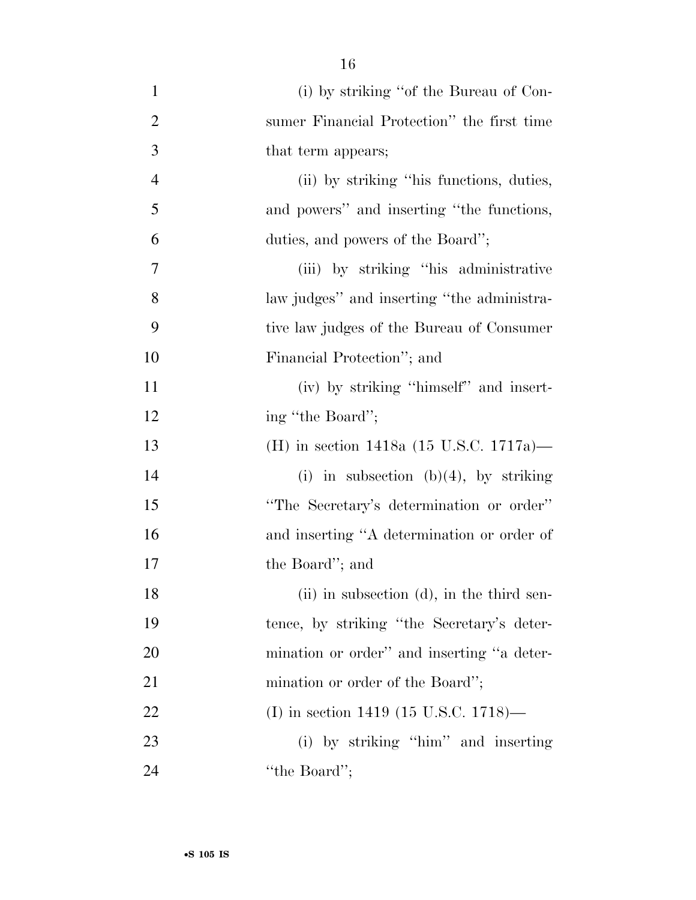(i) by striking "of the Bureau of Consumer Financial Protection" the first time that term appears;

(ii) by striking "his functions, duties, and powers" and inserting "the functions, duties, and powers of the Board";

(iii) by striking "his administrative law judges" and inserting "the administrative law judges of the Bureau of Consumer Financial Protection"; and

(iv) by striking "himself" and inserting "the Board";

(H) in section 1418a (15 U.S.C. 1717a)—

(i) in subsection (b)(4), by striking "The Secretary's determination or order" and inserting "A determination or order of the Board"; and

(ii) in subsection (d), in the third sentence, by striking "the Secretary's determination or order" and inserting "a determination or order of the Board";

(I) in section 1419 (15 U.S.C. 1718)—

(i) by striking "him" and inserting "the Board";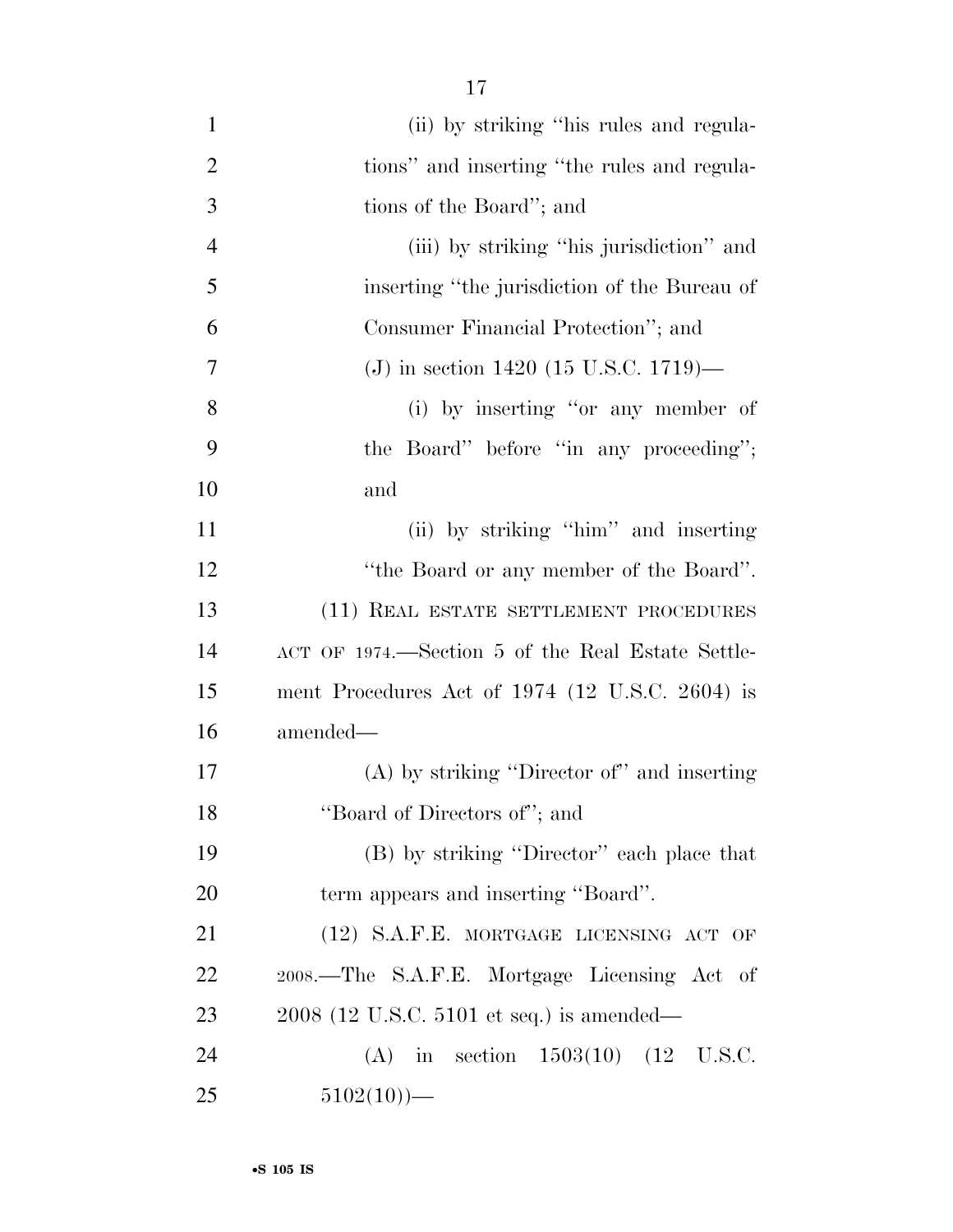(ii) by striking "his rules and regulations" and inserting "the rules and regulations of the Board"; and

(iii) by striking "his jurisdiction" and inserting "the jurisdiction of the Bureau of Consumer Financial Protection"; and

(J) in section 1420 (15 U.S.C. 1719)—

(i) by inserting "or any member of the Board" before "in any proceeding"; and

(ii) by striking "him" and inserting "the Board or any member of the Board".

(11) REAL ESTATE SETTLEMENT PROCEDURES ACT OF 1974.—Section 5 of the Real Estate Settlement Procedures Act of 1974 (12 U.S.C. 2604) is amended—

(A) by striking "Director of" and inserting "Board of Directors of"; and

(B) by striking "Director" each place that term appears and inserting "Board".

(12) S.A.F.E. MORTGAGE LICENSING ACT OF 2008.—The S.A.F.E. Mortgage Licensing Act of 2008 (12 U.S.C. 5101 et seq.) is amended—

(A) in section 1503(10) (12 U.S.C. 5102(10))—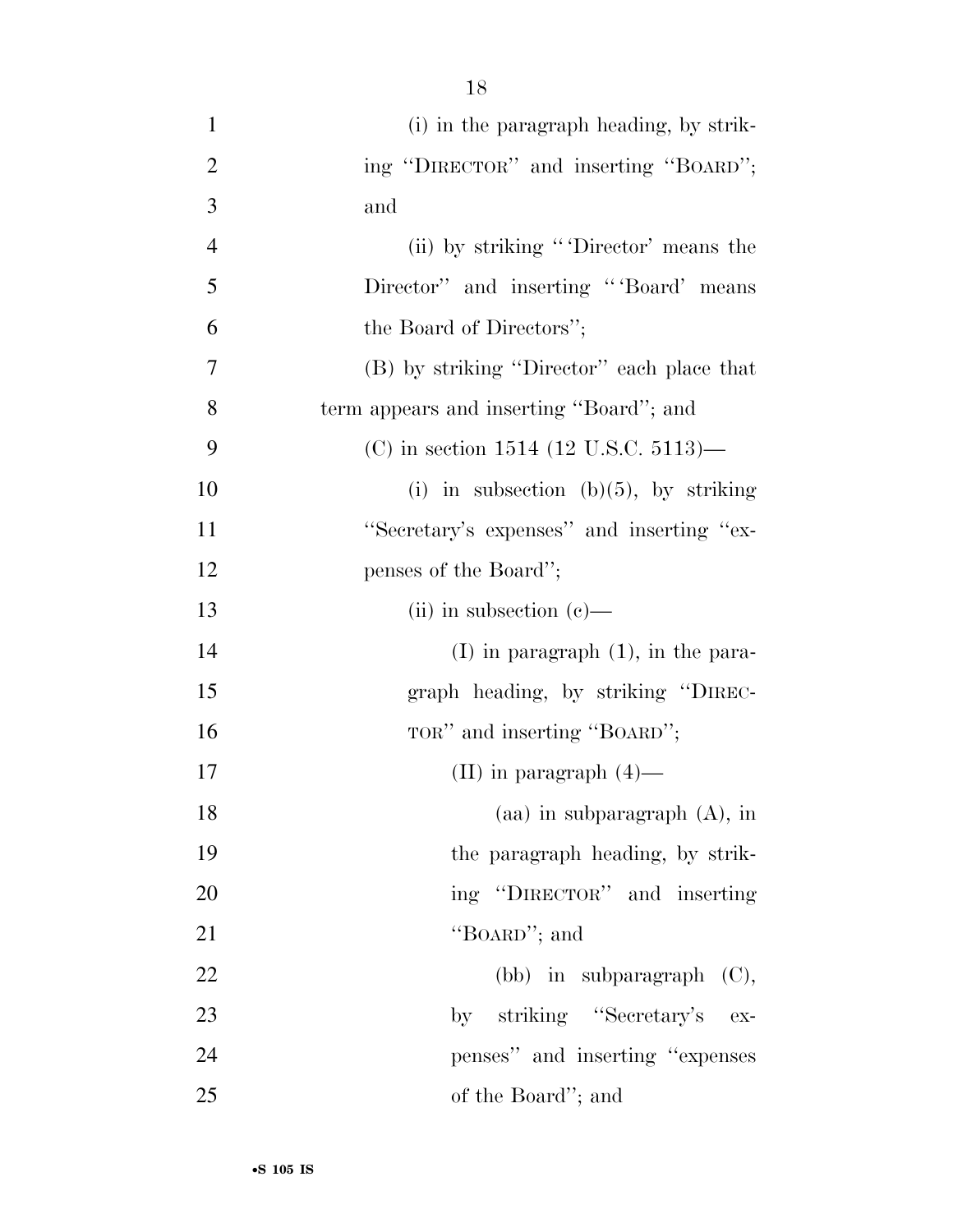(i) in the paragraph heading, by striking "DIRECTOR" and inserting "BOARD"; and

(ii) by striking "'Director' means the Director" and inserting "'Board' means the Board of Directors";

(B) by striking "Director" each place that term appears and inserting "Board"; and

(C) in section 1514 (12 U.S.C. 5113)—

(i) in subsection (b)(5), by striking "Secretary's expenses" and inserting "expenses of the Board";

(ii) in subsection (c)—

(I) in paragraph (1), in the paragraph heading, by striking "DIRECTOR" and inserting "BOARD";

(II) in paragraph (4)—

(aa) in subparagraph (A), in the paragraph heading, by striking "DIRECTOR" and inserting "BOARD"; and

(bb) in subparagraph (C), by striking "Secretary's expenses" and inserting "expenses of the Board"; and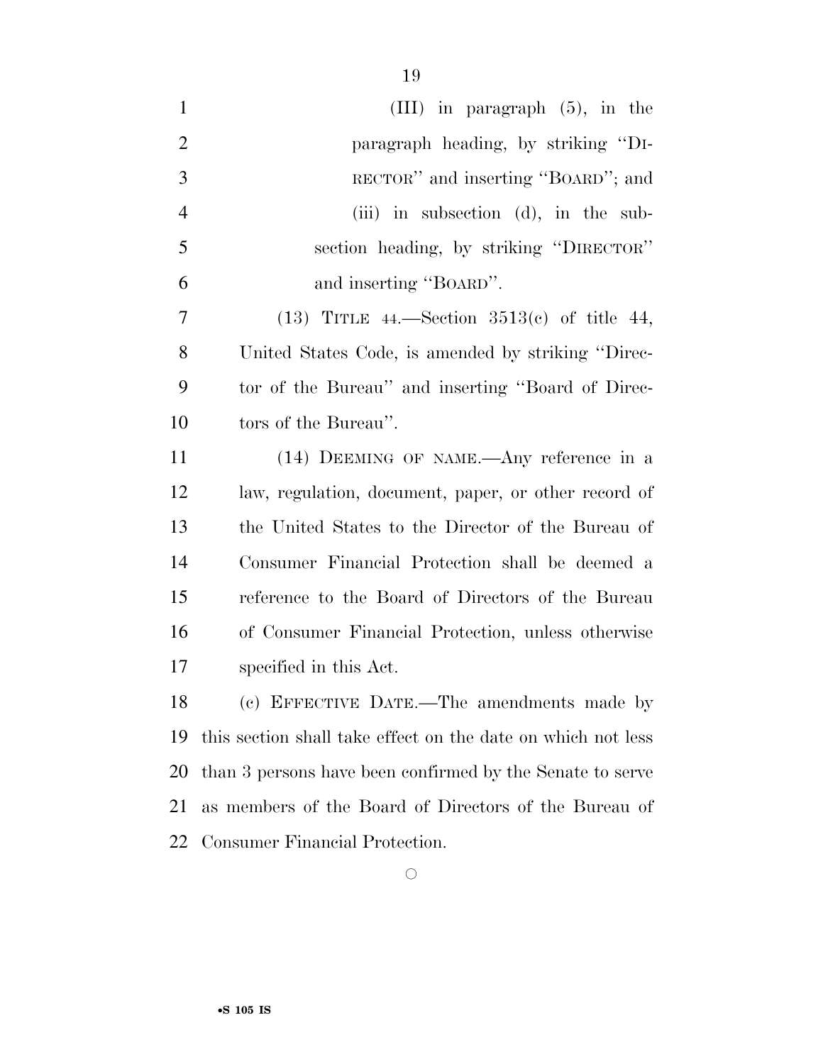(III) in paragraph (5), in the paragraph heading, by striking "DIRECTOR" and inserting "BOARD"; and

(iii) in subsection (d), in the subsection heading, by striking "DIRECTOR" and inserting "BOARD".

(13) TITLE 44.—Section 3513(c) of title 44, United States Code, is amended by striking "Director of the Bureau" and inserting "Board of Directors of the Bureau".

(14) DEEMING OF NAME.—Any reference in a law, regulation, document, paper, or other record of the United States to the Director of the Bureau of Consumer Financial Protection shall be deemed a reference to the Board of Directors of the Bureau of Consumer Financial Protection, unless otherwise specified in this Act.

(c) EFFECTIVE DATE.—The amendments made by this section shall take effect on the date on which not less than 3 persons have been confirmed by the Senate to serve as members of the Board of Directors of the Bureau of Consumer Financial Protection.

○